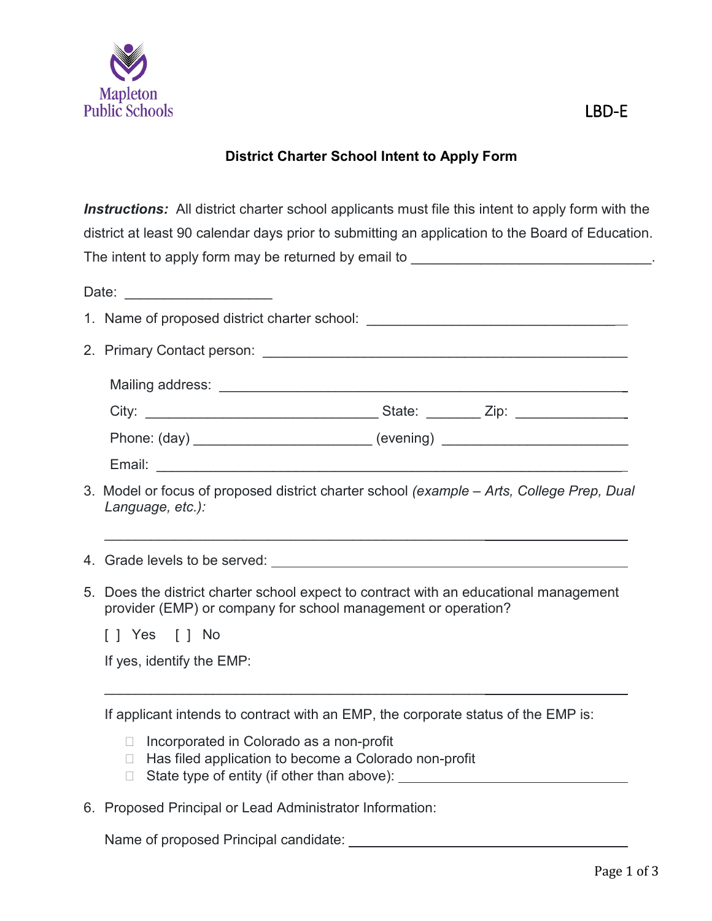Mapleton Public Schools

LBD-E

## District Charter School Intent to Apply Form

***Instructions:*** All district charter school applicants must file this intent to apply form with the district at least 90 calendar days prior to submitting an application to the Board of Education. The intent to apply form may be returned by email to ______________________________.

Date: __________________

1. Name of proposed district charter school: ________________________________
2. Primary Contact person: ____________________________________________

   Mailing address: ______________________________________________

   City: ____________________________ State: _______ Zip: ______________

   Phone: (day) ______________________ (evening) _______________________

   Email: ___________________________________________________________

3. Model or focus of proposed district charter school *(example – Arts, College Prep, Dual Language, etc.):*

   ____________________________________________________________

4. Grade levels to be served: _____________________________________________
5. Does the district charter school expect to contract with an educational management provider (EMP) or company for school management or operation?

   [ ] Yes [ ] No

   If yes, identify the EMP:

   ____________________________________________________________

   If applicant intends to contract with an EMP, the corporate status of the EMP is:

   - ☐ Incorporated in Colorado as a non-profit
   - ☐ Has filed application to become a Colorado non-profit
   - ☐ State type of entity (if other than above): ____________________________

6. Proposed Principal or Lead Administrator Information:

   Name of proposed Principal candidate: ______________________________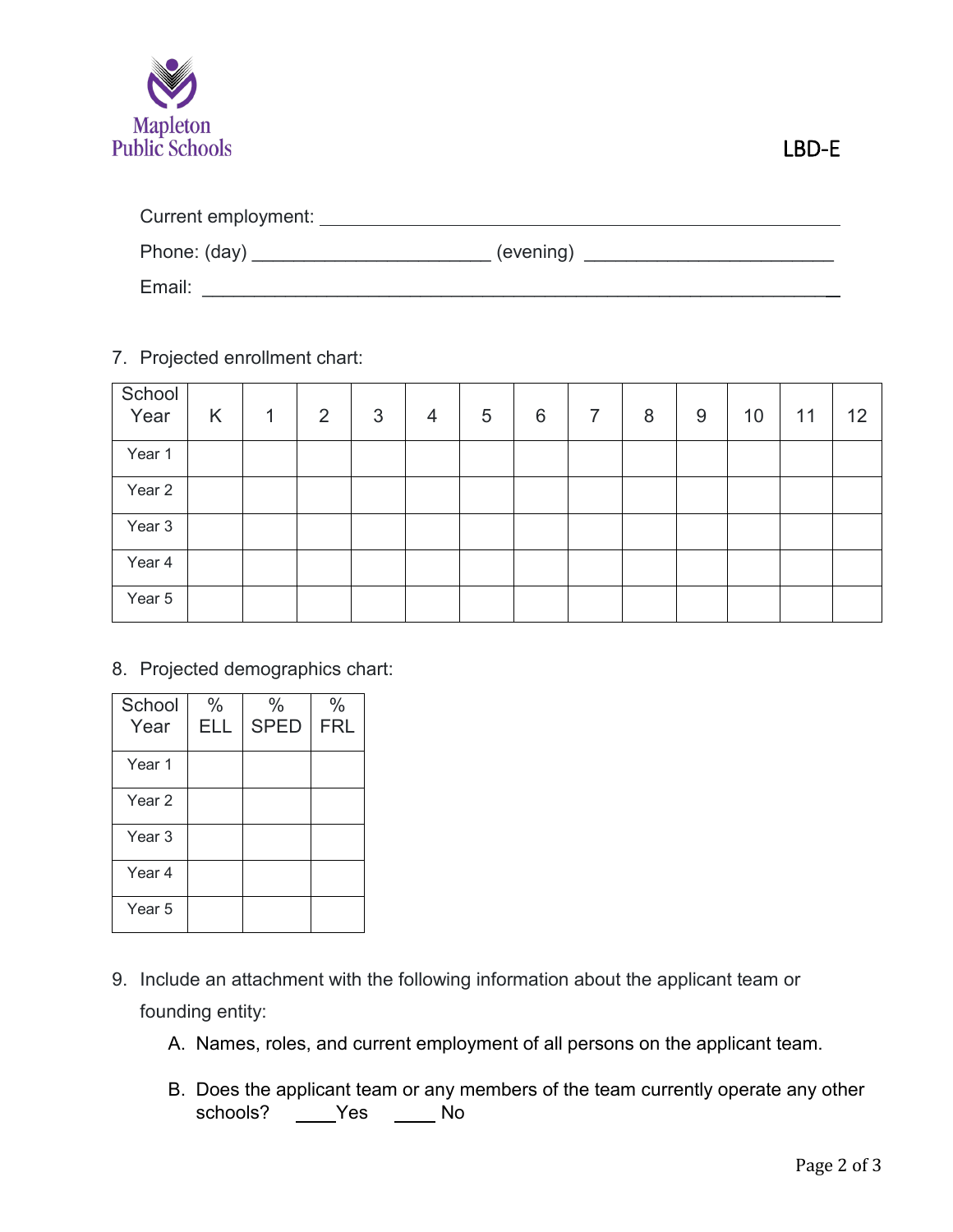Current employment: ___________________________________________________

Phone: (day) ______________________ (evening) _______________________

Email: _________________________________________________________

7. Projected enrollment chart:

| School Year | K | 1 | 2 | 3 | 4 | 5 | 6 | 7 | 8 | 9 | 10 | 11 | 12 |
|---|---|---|---|---|---|---|---|---|---|---|---|---|---|
| Year 1 | | | | | | | | | | | | | |
| Year 2 | | | | | | | | | | | | | |
| Year 3 | | | | | | | | | | | | | |
| Year 4 | | | | | | | | | | | | | |
| Year 5 | | | | | | | | | | | | | |

8. Projected demographics chart:

| School Year | % ELL | % SPED | % FRL |
|---|---|---|---|
| Year 1 | | | |
| Year 2 | | | |
| Year 3 | | | |
| Year 4 | | | |
| Year 5 | | | |

9. Include an attachment with the following information about the applicant team or founding entity:

   A. Names, roles, and current employment of all persons on the applicant team.

   B. Does the applicant team or any members of the team currently operate any other schools? ____Yes ____ No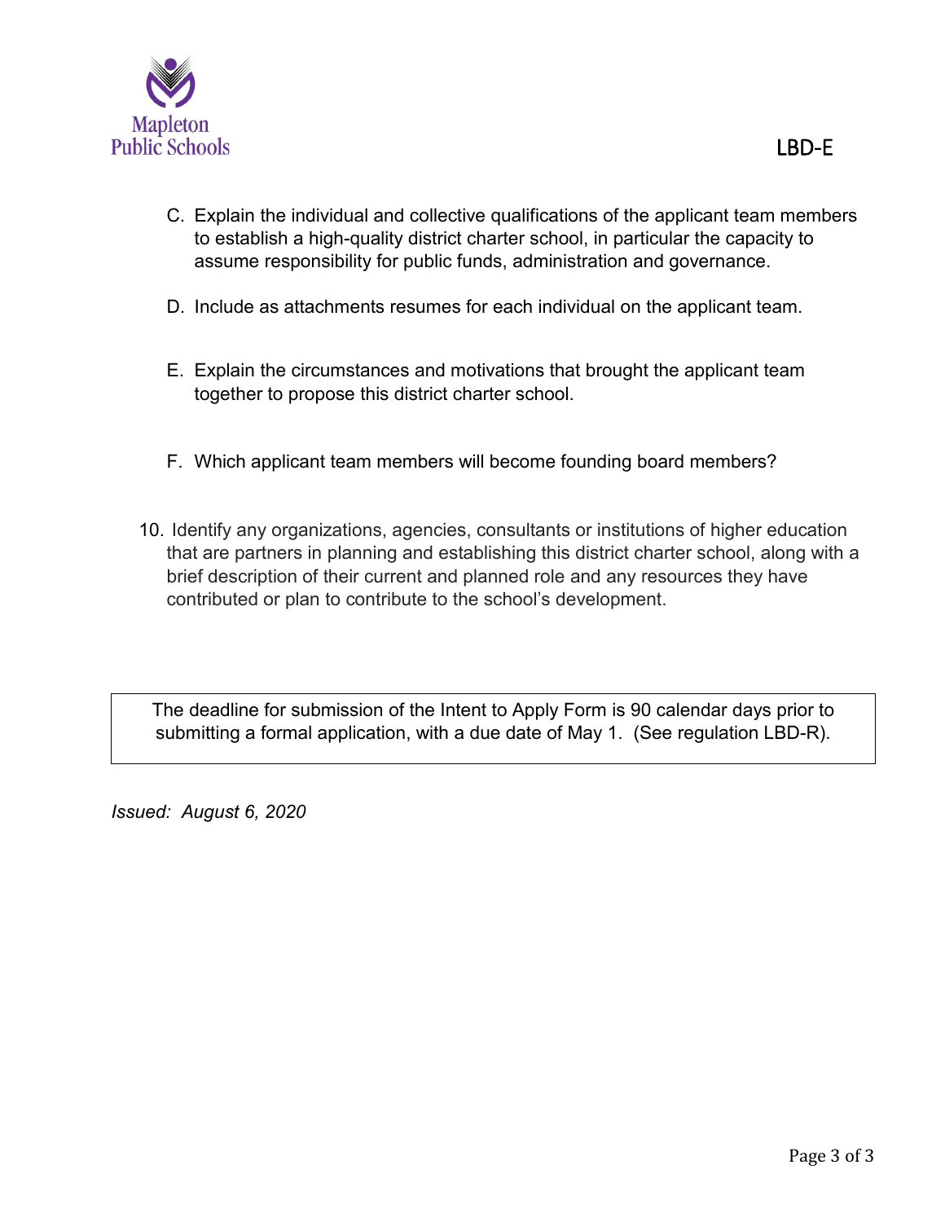C. Explain the individual and collective qualifications of the applicant team members to establish a high-quality district charter school, in particular the capacity to assume responsibility for public funds, administration and governance.

D. Include as attachments resumes for each individual on the applicant team.

E. Explain the circumstances and motivations that brought the applicant team together to propose this district charter school.

F. Which applicant team members will become founding board members?

10. Identify any organizations, agencies, consultants or institutions of higher education that are partners in planning and establishing this district charter school, along with a brief description of their current and planned role and any resources they have contributed or plan to contribute to the school's development.

| |
|---|
| The deadline for submission of the Intent to Apply Form is 90 calendar days prior to submitting a formal application, with a due date of May 1. (See regulation LBD-R). |

*Issued: August 6, 2020*